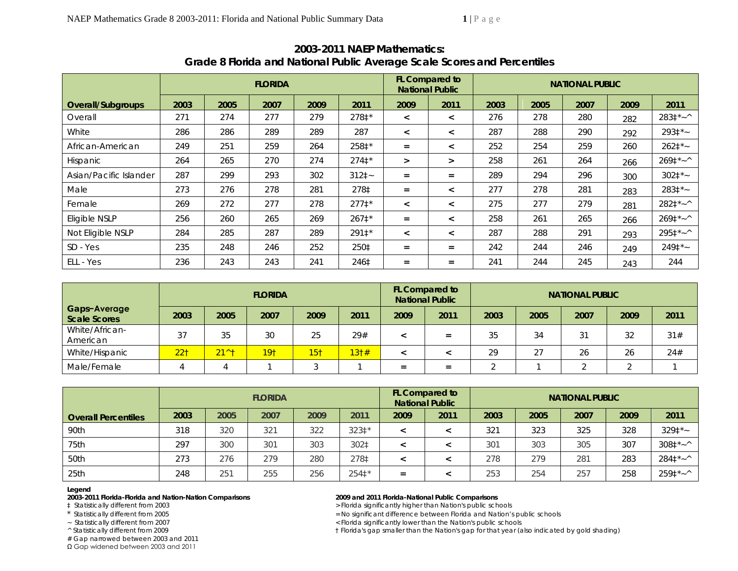## 2003-2011 NAEP Mathematics: Grade 8 Florida and National Public Average Scale Scores and Percentiles

| | FLORIDA | | | | | FL Compared to National Public | | NATIONAL PUBLIC | | | | |
|---|---|---|---|---|---|---|---|---|---|---|---|---|
| **Overall/Subgroups** | **2003** | **2005** | **2007** | **2009** | **2011** | **2009** | **2011** | **2003** | **2005** | **2007** | **2009** | **2011** |
| Overall | 271 | 274 | 277 | 279 | 278‡* | < | < | 276 | 278 | 280 | 282 | 283‡*~^ |
| White | 286 | 286 | 289 | 289 | 287 | < | < | 287 | 288 | 290 | 292 | 293‡*~ |
| African-American | 249 | 251 | 259 | 264 | 258‡* | = | < | 252 | 254 | 259 | 260 | 262‡*~ |
| Hispanic | 264 | 265 | 270 | 274 | 274‡* | > | > | 258 | 261 | 264 | 266 | 269‡*~^ |
| Asian/Pacific Islander | 287 | 299 | 293 | 302 | 312‡~ | = | = | 289 | 294 | 296 | 300 | 302‡*~ |
| Male | 273 | 276 | 278 | 281 | 278‡ | = | < | 277 | 278 | 281 | 283 | 283‡*~ |
| Female | 269 | 272 | 277 | 278 | 277‡* | < | < | 275 | 277 | 279 | 281 | 282‡*~^ |
| Eligible NSLP | 256 | 260 | 265 | 269 | 267‡* | = | < | 258 | 261 | 265 | 266 | 269‡*~^ |
| Not Eligible NSLP | 284 | 285 | 287 | 289 | 291‡* | < | < | 287 | 288 | 291 | 293 | 295‡*~^ |
| SD - Yes | 235 | 248 | 246 | 252 | 250‡ | = | = | 242 | 244 | 246 | 249 | 249‡*~ |
| ELL - Yes | 236 | 243 | 243 | 241 | 246‡ | = | = | 241 | 244 | 245 | 243 | 244 |

| | FLORIDA | | | | | FL Compared to National Public | | NATIONAL PUBLIC | | | | |
|---|---|---|---|---|---|---|---|---|---|---|---|---|
| **Gaps–Average Scale Scores** | **2003** | **2005** | **2007** | **2009** | **2011** | **2009** | **2011** | **2003** | **2005** | **2007** | **2009** | **2011** |
| White/African-American | 37 | 35 | 30 | 25 | 29# | < | = | 35 | 34 | 31 | 32 | 31# |
| White/Hispanic | 22† | 21^† | 19† | 15† | 13†# | < | < | 29 | 27 | 26 | 26 | 24# |
| Male/Female | 4 | 4 | 1 | 3 | 1 | = | = | 2 | 1 | 2 | 2 | 1 |

| | FLORIDA | | | | | FL Compared to National Public | | NATIONAL PUBLIC | | | | |
|---|---|---|---|---|---|---|---|---|---|---|---|---|
| **Overall Percentiles** | **2003** | **2005** | **2007** | **2009** | **2011** | **2009** | **2011** | **2003** | **2005** | **2007** | **2009** | **2011** |
| 90th | 318 | 320 | 321 | 322 | 323‡* | < | < | 321 | 323 | 325 | 328 | 329‡*~ |
| 75th | 297 | 300 | 301 | 303 | 302‡ | < | < | 301 | 303 | 305 | 307 | 308‡*~^ |
| 50th | 273 | 276 | 279 | 280 | 278‡ | < | < | 278 | 279 | 281 | 283 | 284‡*~^ |
| 25th | 248 | 251 | 255 | 256 | 254‡* | = | < | 253 | 254 | 257 | 258 | 259‡*~^ |

**Legend**

**2003-2011 Florida-Florida and Nation-Nation Comparisons**

‡ Statistically different from 2003
* Statistically different from 2005
~ Statistically different from 2007
^ Statistically different from 2009
# Gap narrowed between 2003 and 2011
Ω Gap widened between 2003 and 2011

**2009 and 2011 Florida-National Public Comparisons**

> Florida significantly higher than Nation's public schools
= No significant difference between Florida and Nation's public schools
< Florida significantly lower than the Nation's public schools
† Florida's gap smaller than the Nation's gap for that year (also indicated by gold shading)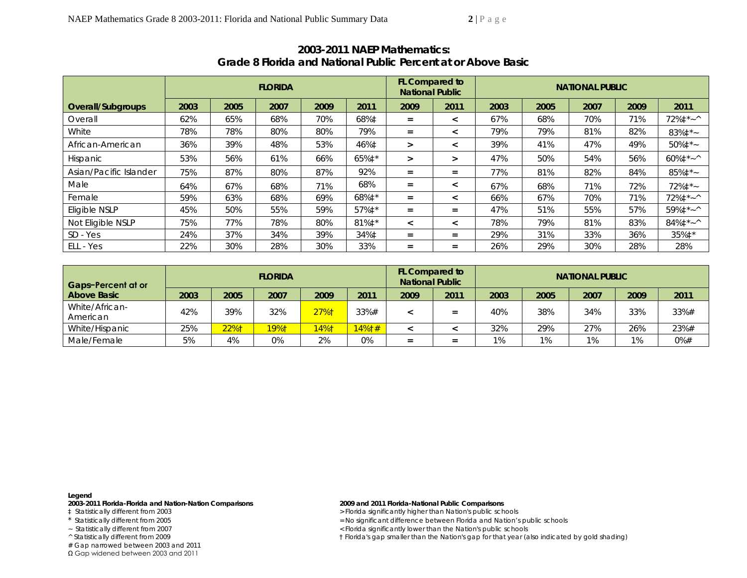## 2003-2011 NAEP Mathematics: Grade 8 Florida and National Public Percent at or Above Basic

| | FLORIDA | | | | | FL Compared to National Public | | NATIONAL PUBLIC | | | | |
|---|---|---|---|---|---|---|---|---|---|---|---|---|
| **Overall/Subgroups** | 2003 | 2005 | 2007 | 2009 | 2011 | 2009 | 2011 | 2003 | 2005 | 2007 | 2009 | 2011 |
| Overall | 62% | 65% | 68% | 70% | 68%‡ | = | < | 67% | 68% | 70% | 71% | 72%‡*~^ |
| White | 78% | 78% | 80% | 80% | 79% | = | < | 79% | 79% | 81% | 82% | 83%‡*~ |
| African-American | 36% | 39% | 48% | 53% | 46%‡ | > | < | 39% | 41% | 47% | 49% | 50%‡*~ |
| Hispanic | 53% | 56% | 61% | 66% | 65%‡* | > | > | 47% | 50% | 54% | 56% | 60%‡*~^ |
| Asian/Pacific Islander | 75% | 87% | 80% | 87% | 92% | = | = | 77% | 81% | 82% | 84% | 85%‡*~ |
| Male | 64% | 67% | 68% | 71% | 68% | = | < | 67% | 68% | 71% | 72% | 72%‡*~ |
| Female | 59% | 63% | 68% | 69% | 68%‡* | = | < | 66% | 67% | 70% | 71% | 72%‡*~^ |
| Eligible NSLP | 45% | 50% | 55% | 59% | 57%‡* | = | = | 47% | 51% | 55% | 57% | 59%‡*~^ |
| Not Eligible NSLP | 75% | 77% | 78% | 80% | 81%‡* | < | < | 78% | 79% | 81% | 83% | 84%‡*~^ |
| SD - Yes | 24% | 37% | 34% | 39% | 34%‡ | = | = | 29% | 31% | 33% | 36% | 35%‡* |
| ELL - Yes | 22% | 30% | 28% | 30% | 33% | = | = | 26% | 29% | 30% | 28% | 28% |

| Gaps–Percent at or Above Basic | FLORIDA | | | | | FL Compared to National Public | | NATIONAL PUBLIC | | | | |
|---|---|---|---|---|---|---|---|---|---|---|---|---|
| | 2003 | 2005 | 2007 | 2009 | 2011 | 2009 | 2011 | 2003 | 2005 | 2007 | 2009 | 2011 |
| White/African-American | 42% | 39% | 32% | 27%† | 33%# | < | = | 40% | 38% | 34% | 33% | 33%# |
| White/Hispanic | 25% | 22%† | 19%† | 14%† | 14%†# | < | < | 32% | 29% | 27% | 26% | 23%# |
| Male/Female | 5% | 4% | 0% | 2% | 0% | = | = | 1% | 1% | 1% | 1% | 0%# |

**Legend**

**2003-2011 Florida-Florida and Nation-Nation Comparisons**
- ‡ Statistically different from 2003
- * Statistically different from 2005
- ~ Statistically different from 2007
- ^ Statistically different from 2009
- # Gap narrowed between 2003 and 2011
- Ω Gap widened between 2003 and 2011

**2009 and 2011 Florida-National Public Comparisons**
- > Florida significantly higher than Nation's public schools
- = No significant difference between Florida and Nation's public schools
- < Florida significantly lower than the Nation's public schools
- † Florida's gap smaller than the Nation's gap for that year (also indicated by gold shading)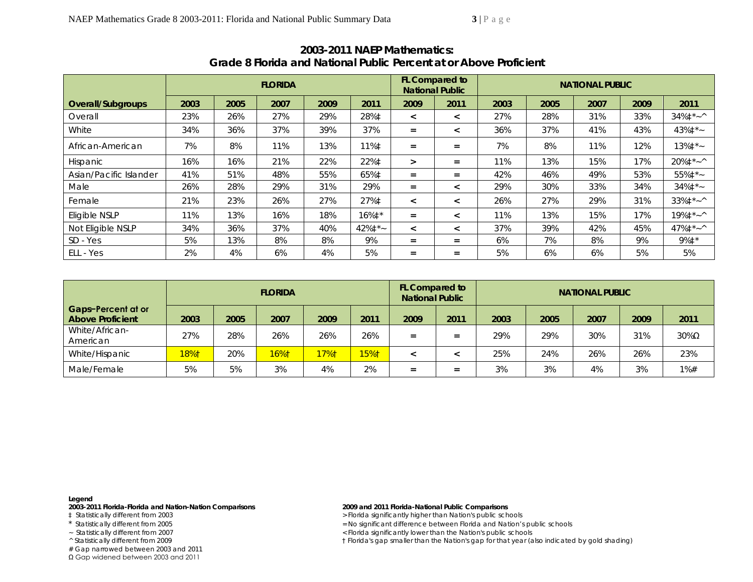## 2003-2011 NAEP Mathematics:
## Grade 8 Florida and National Public Percent at or Above Proficient

| | FLORIDA | | | | | FL Compared to National Public | | NATIONAL PUBLIC | | | | |
|---|---|---|---|---|---|---|---|---|---|---|---|---|
| **Overall/Subgroups** | **2003** | **2005** | **2007** | **2009** | **2011** | **2009** | **2011** | **2003** | **2005** | **2007** | **2009** | **2011** |
| Overall | 23% | 26% | 27% | 29% | 28%‡ | < | < | 27% | 28% | 31% | 33% | 34%‡*~^ |
| White | 34% | 36% | 37% | 39% | 37% | = | < | 36% | 37% | 41% | 43% | 43%‡*~ |
| African-American | 7% | 8% | 11% | 13% | 11%‡ | = | = | 7% | 8% | 11% | 12% | 13%‡*~ |
| Hispanic | 16% | 16% | 21% | 22% | 22%‡ | > | = | 11% | 13% | 15% | 17% | 20%‡*~^ |
| Asian/Pacific Islander | 41% | 51% | 48% | 55% | 65%‡ | = | = | 42% | 46% | 49% | 53% | 55%‡*~ |
| Male | 26% | 28% | 29% | 31% | 29% | = | < | 29% | 30% | 33% | 34% | 34%‡*~ |
| Female | 21% | 23% | 26% | 27% | 27%‡ | < | < | 26% | 27% | 29% | 31% | 33%‡*~^ |
| Eligible NSLP | 11% | 13% | 16% | 18% | 16%‡* | = | < | 11% | 13% | 15% | 17% | 19%‡*~^ |
| Not Eligible NSLP | 34% | 36% | 37% | 40% | 42%‡*~ | < | < | 37% | 39% | 42% | 45% | 47%‡*~^ |
| SD - Yes | 5% | 13% | 8% | 8% | 9% | = | = | 6% | 7% | 8% | 9% | 9%‡* |
| ELL - Yes | 2% | 4% | 6% | 4% | 5% | = | = | 5% | 6% | 6% | 5% | 5% |

| | FLORIDA | | | | | FL Compared to National Public | | NATIONAL PUBLIC | | | | |
|---|---|---|---|---|---|---|---|---|---|---|---|---|
| **Gaps–Percent at or Above Proficient** | **2003** | **2005** | **2007** | **2009** | **2011** | **2009** | **2011** | **2003** | **2005** | **2007** | **2009** | **2011** |
| White/African-American | 27% | 28% | 26% | 26% | 26% | = | = | 29% | 29% | 30% | 31% | 30%Ω |
| White/Hispanic | 18%† | 20% | 16%† | 17%† | 15%† | < | < | 25% | 24% | 26% | 26% | 23% |
| Male/Female | 5% | 5% | 3% | 4% | 2% | = | = | 3% | 3% | 4% | 3% | 1%# |

**Legend**

**2003-2011 Florida-Florida and Nation-Nation Comparisons**

‡ Statistically different from 2003
* Statistically different from 2005
~ Statistically different from 2007
^ Statistically different from 2009
# Gap narrowed between 2003 and 2011
Ω Gap widened between 2003 and 2011

**2009 and 2011 Florida-National Public Comparisons**

> Florida significantly higher than Nation's public schools
= No significant difference between Florida and Nation's public schools
< Florida significantly lower than the Nation's public schools
† Florida's gap smaller than the Nation's gap for that year (also indicated by gold shading)